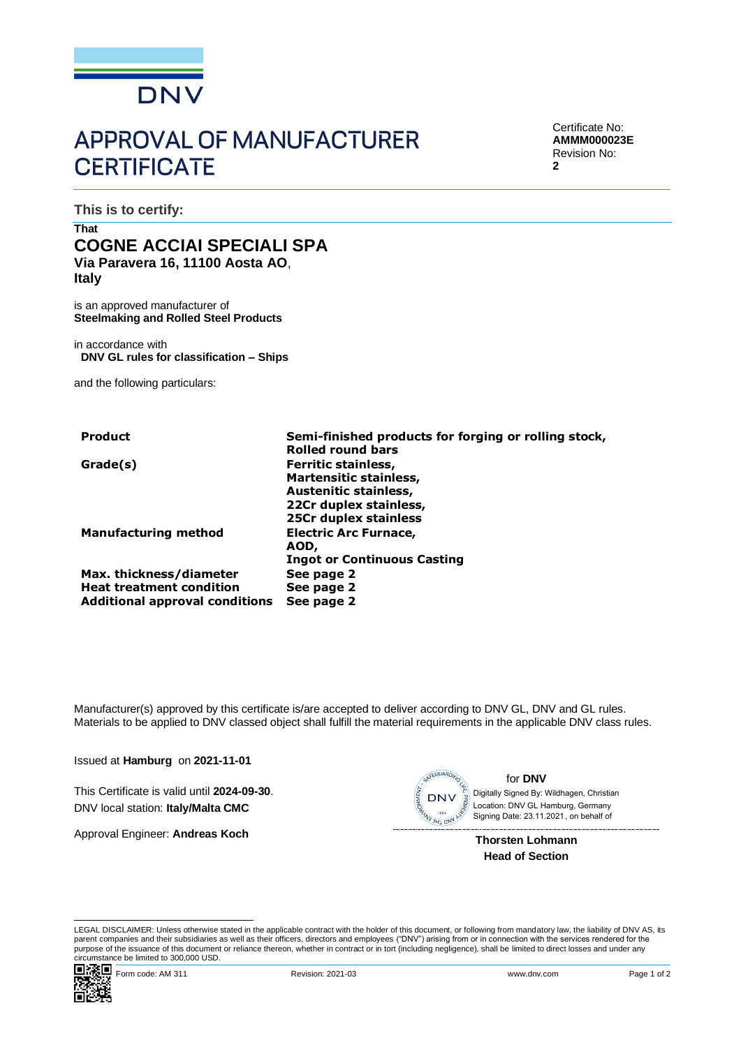DNV

# APPROVAL OF MANUFACTURER CERTIFICATE

Certificate No:
**AMMM000023E**
Revision No:
**2**

**This is to certify:**

**That**

## COGNE ACCIAI SPECIALI SPA

**Via Paravera 16, 11100 Aosta AO**,
**Italy**

is an approved manufacturer of
**Steelmaking and Rolled Steel Products**

in accordance with
**DNV GL rules for classification – Ships**

and the following particulars:

| | |
|---|---|
| **Product** | **Semi-finished products for forging or rolling stock, Rolled round bars** |
| **Grade(s)** | **Ferritic stainless, Martensitic stainless, Austenitic stainless, 22Cr duplex stainless, 25Cr duplex stainless** |
| **Manufacturing method** | **Electric Arc Furnace, AOD, Ingot or Continuous Casting** |
| **Max. thickness/diameter** | **See page 2** |
| **Heat treatment condition** | **See page 2** |
| **Additional approval conditions** | **See page 2** |

Manufacturer(s) approved by this certificate is/are accepted to deliver according to DNV GL, DNV and GL rules. Materials to be applied to DNV classed object shall fulfill the material requirements in the applicable DNV class rules.

Issued at **Hamburg** on **2021-11-01**

This Certificate is valid until **2024-09-30**.
DNV local station: **Italy/Malta CMC**

Approval Engineer: **Andreas Koch**

for **DNV**
Digitally Signed By: Wildhagen, Christian
Location: DNV GL Hamburg, Germany
Signing Date: 23.11.2021 , on behalf of

**Thorsten Lohmann**
**Head of Section**

LEGAL DISCLAIMER: Unless otherwise stated in the applicable contract with the holder of this document, or following from mandatory law, the liability of DNV AS, its parent companies and their subsidiaries as well as their officers, directors and employees ("DNV") arising from or in connection with the services rendered for the purpose of the issuance of this document or reliance thereon, whether in contract or in tort (including negligence), shall be limited to direct losses and under any circumstance be limited to 300,000 USD.

Form code: AM 311 Revision: 2021-03 www.dnv.com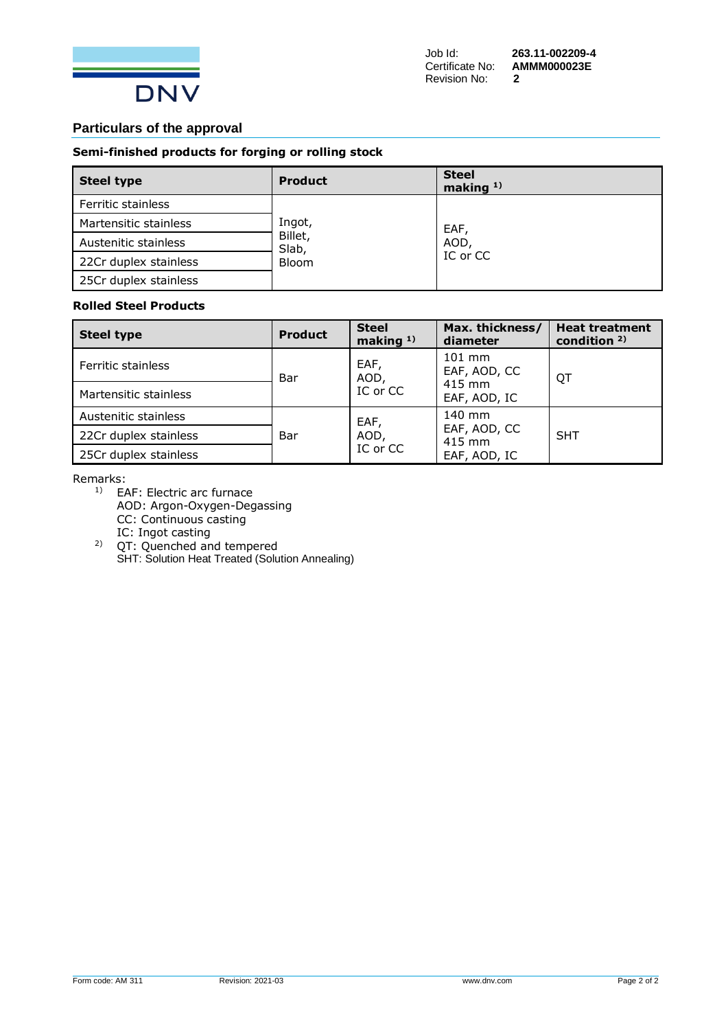Job Id: **263.11-002209-4**
Certificate No: **AMMM000023E**
Revision No: **2**

## Particulars of the approval

### Semi-finished products for forging or rolling stock

| Steel type | Product | Steel making [1)] |
|---|---|---|
| Ferritic stainless | Ingot, Billet, Slab, Bloom | EAF, AOD, IC or CC |
| Martensitic stainless | | |
| Austenitic stainless | | |
| 22Cr duplex stainless | | |
| 25Cr duplex stainless | | |

### Rolled Steel Products

| Steel type | Product | Steel making [1)] | Max. thickness/ diameter | Heat treatment condition [2)] |
|---|---|---|---|---|
| Ferritic stainless | Bar | EAF, AOD, IC or CC | 101 mm EAF, AOD, CC<br>415 mm EAF, AOD, IC | QT |
| Martensitic stainless | | | | |
| Austenitic stainless | Bar | EAF, AOD, IC or CC | 140 mm EAF, AOD, CC<br>415 mm EAF, AOD, IC | SHT |
| 22Cr duplex stainless | | | | |
| 25Cr duplex stainless | | | | |

Remarks:

[1)] EAF: Electric arc furnace
AOD: Argon-Oxygen-Degassing
CC: Continuous casting
IC: Ingot casting

[2)] QT: Quenched and tempered
SHT: Solution Heat Treated (Solution Annealing)